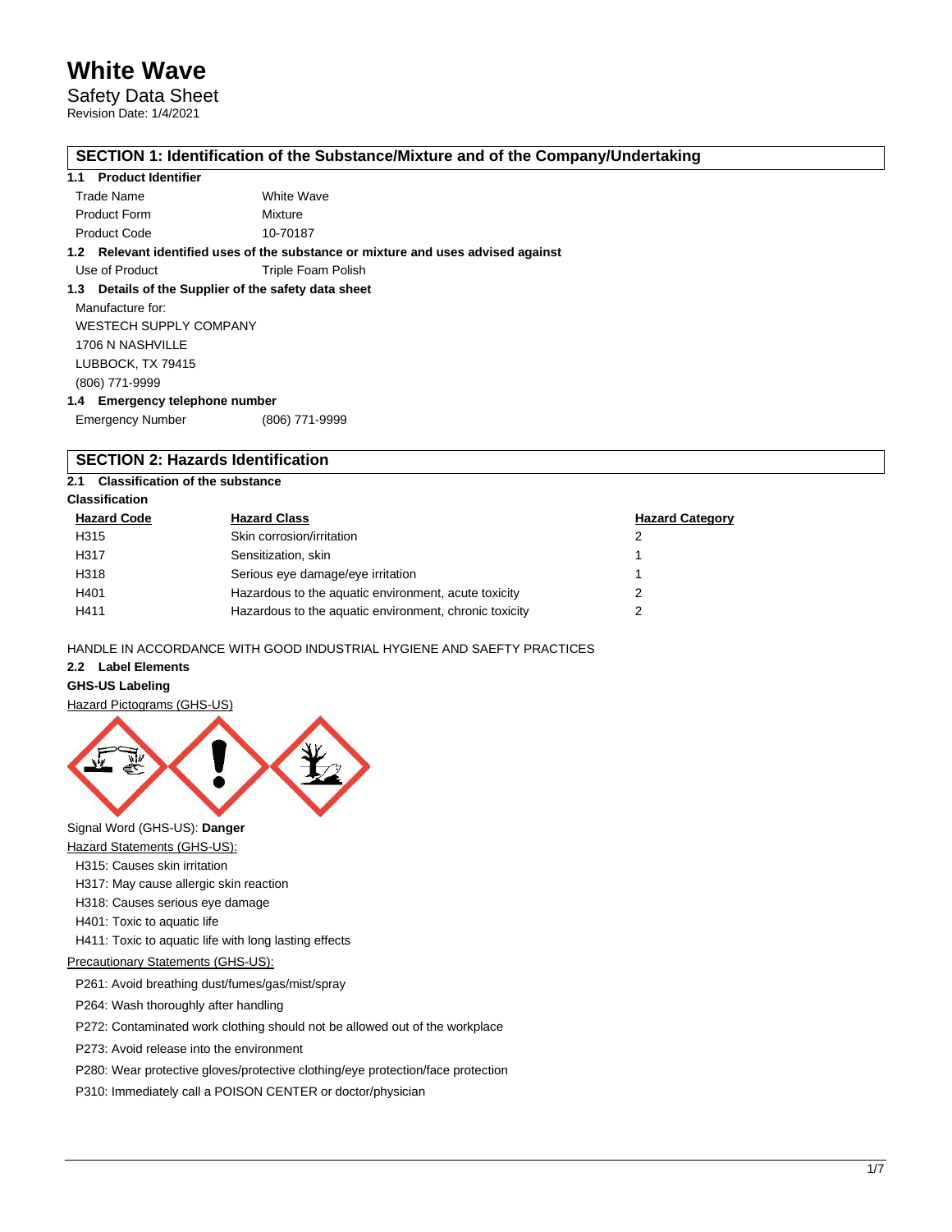# White Wave

Safety Data Sheet
Revision Date: 1/4/2021

## SECTION 1: Identification of the Substance/Mixture and of the Company/Undertaking

### 1.1 Product Identifier

| | |
|---|---|
| Trade Name | White Wave |
| Product Form | Mixture |
| Product Code | 10-70187 |

### 1.2 Relevant identified uses of the substance or mixture and uses advised against

| | |
|---|---|
| Use of Product | Triple Foam Polish |

### 1.3 Details of the Supplier of the safety data sheet

Manufacture for:
WESTECH SUPPLY COMPANY
1706 N NASHVILLE
LUBBOCK, TX 79415
(806) 771-9999

### 1.4 Emergency telephone number

| | |
|---|---|
| Emergency Number | (806) 771-9999 |

## SECTION 2: Hazards Identification

### 2.1 Classification of the substance

**Classification**

| Hazard Code | Hazard Class | Hazard Category |
|---|---|---|
| H315 | Skin corrosion/irritation | 2 |
| H317 | Sensitization, skin | 1 |
| H318 | Serious eye damage/eye irritation | 1 |
| H401 | Hazardous to the aquatic environment, acute toxicity | 2 |
| H411 | Hazardous to the aquatic environment, chronic toxicity | 2 |

HANDLE IN ACCORDANCE WITH GOOD INDUSTRIAL HYGIENE AND SAEFTY PRACTICES

### 2.2 Label Elements

**GHS-US Labeling**

Hazard Pictograms (GHS-US)

Signal Word (GHS-US): **Danger**

Hazard Statements (GHS-US):

- H315: Causes skin irritation
- H317: May cause allergic skin reaction
- H318: Causes serious eye damage
- H401: Toxic to aquatic life
- H411: Toxic to aquatic life with long lasting effects

Precautionary Statements (GHS-US):

- P261: Avoid breathing dust/fumes/gas/mist/spray
- P264: Wash thoroughly after handling
- P272: Contaminated work clothing should not be allowed out of the workplace
- P273: Avoid release into the environment
- P280: Wear protective gloves/protective clothing/eye protection/face protection
- P310: Immediately call a POISON CENTER or doctor/physician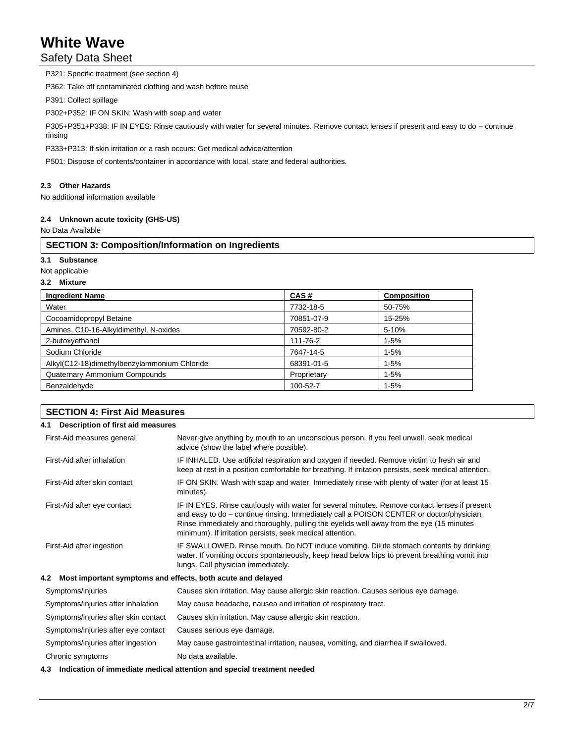P321: Specific treatment (see section 4)

P362: Take off contaminated clothing and wash before reuse

P391: Collect spillage

P302+P352: IF ON SKIN: Wash with soap and water

P305+P351+P338: IF IN EYES: Rinse cautiously with water for several minutes. Remove contact lenses if present and easy to do – continue rinsing

P333+P313: If skin irritation or a rash occurs: Get medical advice/attention

P501: Dispose of contents/container in accordance with local, state and federal authorities.

**2.3 Other Hazards**

No additional information available

**2.4 Unknown acute toxicity (GHS-US)**

No Data Available

## SECTION 3: Composition/Information on Ingredients

**3.1 Substance**

Not applicable

**3.2 Mixture**

| Ingredient Name | CAS # | Composition |
|---|---|---|
| Water | 7732-18-5 | 50-75% |
| Cocoamidopropyl Betaine | 70851-07-9 | 15-25% |
| Amines, C10-16-Alkyldimethyl, N-oxides | 70592-80-2 | 5-10% |
| 2-butoxyethanol | 111-76-2 | 1-5% |
| Sodium Chloride | 7647-14-5 | 1-5% |
| Alkyl(C12-18)dimethylbenzylammonium Chloride | 68391-01-5 | 1-5% |
| Quaternary Ammonium Compounds | Proprietary | 1-5% |
| Benzaldehyde | 100-52-7 | 1-5% |

## SECTION 4: First Aid Measures

**4.1 Description of first aid measures**

| | |
|---|---|
| First-Aid measures general | Never give anything by mouth to an unconscious person. If you feel unwell, seek medical advice (show the label where possible). |
| First-Aid after inhalation | IF INHALED. Use artificial respiration and oxygen if needed. Remove victim to fresh air and keep at rest in a position comfortable for breathing. If irritation persists, seek medical attention. |
| First-Aid after skin contact | IF ON SKIN. Wash with soap and water. Immediately rinse with plenty of water (for at least 15 minutes). |
| First-Aid after eye contact | IF IN EYES. Rinse cautiously with water for several minutes. Remove contact lenses if present and easy to do – continue rinsing. Immediately call a POISON CENTER or doctor/physician. Rinse immediately and thoroughly, pulling the eyelids well away from the eye (15 minutes minimum). If irritation persists, seek medical attention. |
| First-Aid after ingestion | IF SWALLOWED. Rinse mouth. Do NOT induce vomiting. Dilute stomach contents by drinking water. If vomiting occurs spontaneously, keep head below hips to prevent breathing vomit into lungs. Call physician immediately. |

**4.2 Most important symptoms and effects, both acute and delayed**

| | |
|---|---|
| Symptoms/injuries | Causes skin irritation. May cause allergic skin reaction. Causes serious eye damage. |
| Symptoms/injuries after inhalation | May cause headache, nausea and irritation of respiratory tract. |
| Symptoms/injuries after skin contact | Causes skin irritation. May cause allergic skin reaction. |
| Symptoms/injuries after eye contact | Causes serious eye damage. |
| Symptoms/injuries after ingestion | May cause gastrointestinal irritation, nausea, vomiting, and diarrhea if swallowed. |
| Chronic symptoms | No data available. |

**4.3 Indication of immediate medical attention and special treatment needed**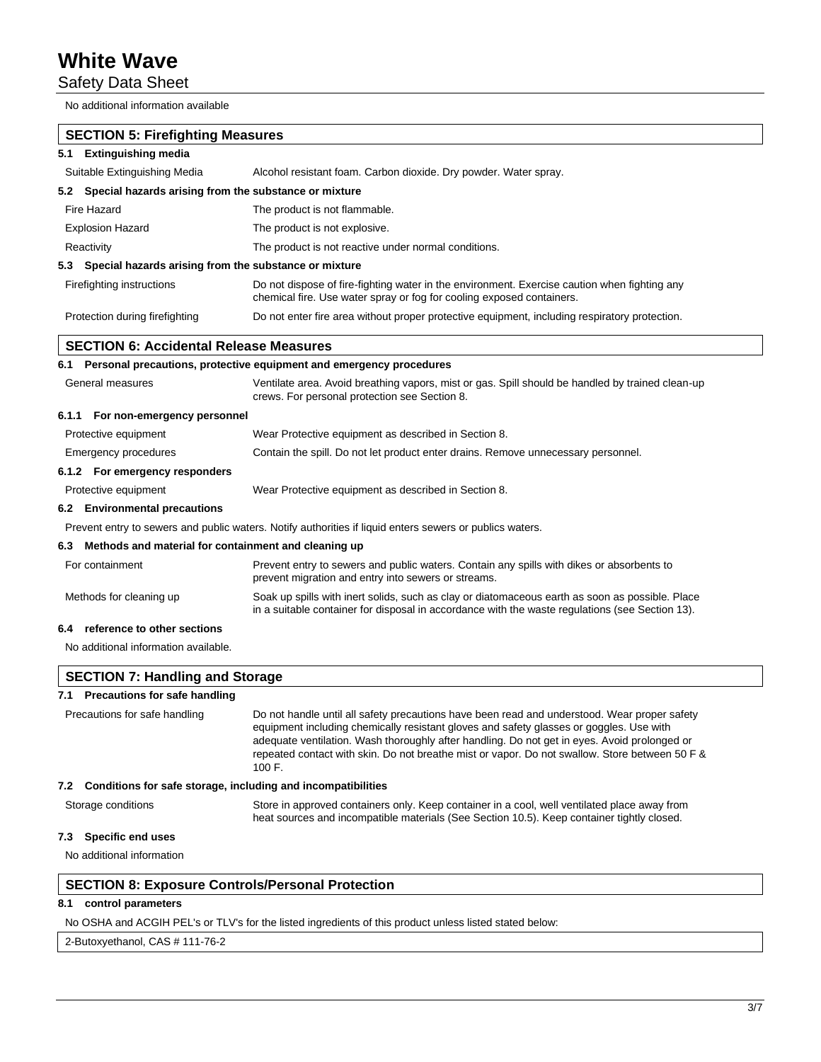No additional information available

## SECTION 5: Firefighting Measures

### 5.1 Extinguishing media

| | |
|---|---|
| Suitable Extinguishing Media | Alcohol resistant foam. Carbon dioxide. Dry powder. Water spray. |

### 5.2 Special hazards arising from the substance or mixture

| | |
|---|---|
| Fire Hazard | The product is not flammable. |
| Explosion Hazard | The product is not explosive. |
| Reactivity | The product is not reactive under normal conditions. |

### 5.3 Special hazards arising from the substance or mixture

| | |
|---|---|
| Firefighting instructions | Do not dispose of fire-fighting water in the environment. Exercise caution when fighting any chemical fire. Use water spray or fog for cooling exposed containers. |
| Protection during firefighting | Do not enter fire area without proper protective equipment, including respiratory protection. |

## SECTION 6: Accidental Release Measures

### 6.1 Personal precautions, protective equipment and emergency procedures

| | |
|---|---|
| General measures | Ventilate area. Avoid breathing vapors, mist or gas. Spill should be handled by trained clean-up crews. For personal protection see Section 8. |

#### 6.1.1 For non-emergency personnel

| | |
|---|---|
| Protective equipment | Wear Protective equipment as described in Section 8. |
| Emergency procedures | Contain the spill. Do not let product enter drains. Remove unnecessary personnel. |

#### 6.1.2 For emergency responders

| | |
|---|---|
| Protective equipment | Wear Protective equipment as described in Section 8. |

### 6.2 Environmental precautions

Prevent entry to sewers and public waters. Notify authorities if liquid enters sewers or publics waters.

### 6.3 Methods and material for containment and cleaning up

| | |
|---|---|
| For containment | Prevent entry to sewers and public waters. Contain any spills with dikes or absorbents to prevent migration and entry into sewers or streams. |
| Methods for cleaning up | Soak up spills with inert solids, such as clay or diatomaceous earth as soon as possible. Place in a suitable container for disposal in accordance with the waste regulations (see Section 13). |

### 6.4 reference to other sections

No additional information available.

## SECTION 7: Handling and Storage

### 7.1 Precautions for safe handling

| | |
|---|---|
| Precautions for safe handling | Do not handle until all safety precautions have been read and understood. Wear proper safety equipment including chemically resistant gloves and safety glasses or goggles. Use with adequate ventilation. Wash thoroughly after handling. Do not get in eyes. Avoid prolonged or repeated contact with skin. Do not breathe mist or vapor. Do not swallow. Store between 50 F & 100 F. |

### 7.2 Conditions for safe storage, including and incompatibilities

| | |
|---|---|
| Storage conditions | Store in approved containers only. Keep container in a cool, well ventilated place away from heat sources and incompatible materials (See Section 10.5). Keep container tightly closed. |

### 7.3 Specific end uses

No additional information

## SECTION 8: Exposure Controls/Personal Protection

### 8.1 control parameters

No OSHA and ACGIH PEL's or TLV's for the listed ingredients of this product unless listed stated below:

| 2-Butoxyethanol, CAS # 111-76-2 |
|---|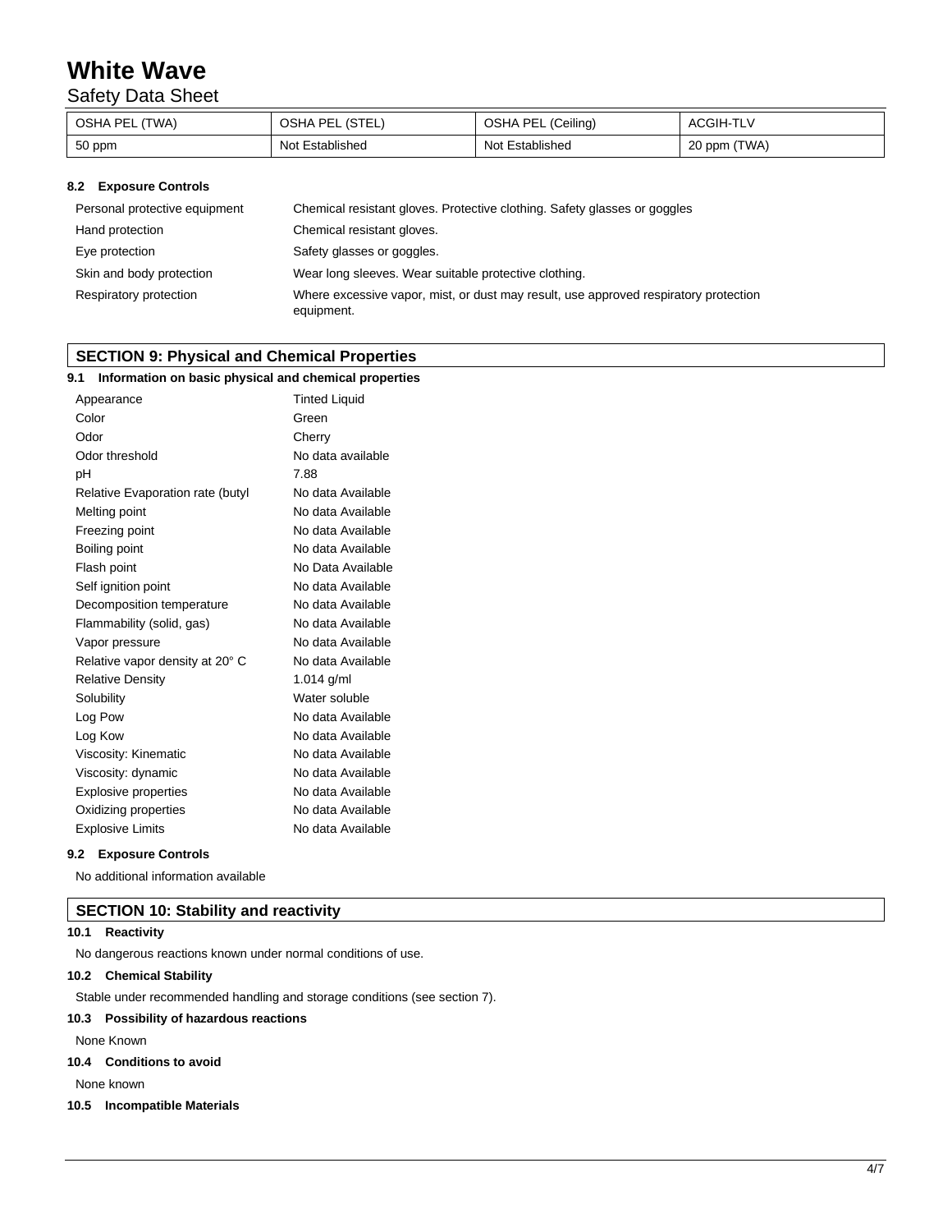| OSHA PEL (TWA) | OSHA PEL (STEL) | OSHA PEL (Ceiling) | ACGIH-TLV |
|---|---|---|---|
| 50 ppm | Not Established | Not Established | 20 ppm (TWA) |

### 8.2 Exposure Controls

| | |
|---|---|
| Personal protective equipment | Chemical resistant gloves. Protective clothing. Safety glasses or goggles |
| Hand protection | Chemical resistant gloves. |
| Eye protection | Safety glasses or goggles. |
| Skin and body protection | Wear long sleeves. Wear suitable protective clothing. |
| Respiratory protection | Where excessive vapor, mist, or dust may result, use approved respiratory protection equipment. |

## SECTION 9: Physical and Chemical Properties

### 9.1 Information on basic physical and chemical properties

| | |
|---|---|
| Appearance | Tinted Liquid |
| Color | Green |
| Odor | Cherry |
| Odor threshold | No data available |
| pH | 7.88 |
| Relative Evaporation rate (butyl | No data Available |
| Melting point | No data Available |
| Freezing point | No data Available |
| Boiling point | No data Available |
| Flash point | No Data Available |
| Self ignition point | No data Available |
| Decomposition temperature | No data Available |
| Flammability (solid, gas) | No data Available |
| Vapor pressure | No data Available |
| Relative vapor density at 20° C | No data Available |
| Relative Density | 1.014 g/ml |
| Solubility | Water soluble |
| Log Pow | No data Available |
| Log Kow | No data Available |
| Viscosity: Kinematic | No data Available |
| Viscosity: dynamic | No data Available |
| Explosive properties | No data Available |
| Oxidizing properties | No data Available |
| Explosive Limits | No data Available |

### 9.2 Exposure Controls

No additional information available

## SECTION 10: Stability and reactivity

### 10.1 Reactivity

No dangerous reactions known under normal conditions of use.

### 10.2 Chemical Stability

Stable under recommended handling and storage conditions (see section 7).

### 10.3 Possibility of hazardous reactions

None Known

### 10.4 Conditions to avoid

None known

### 10.5 Incompatible Materials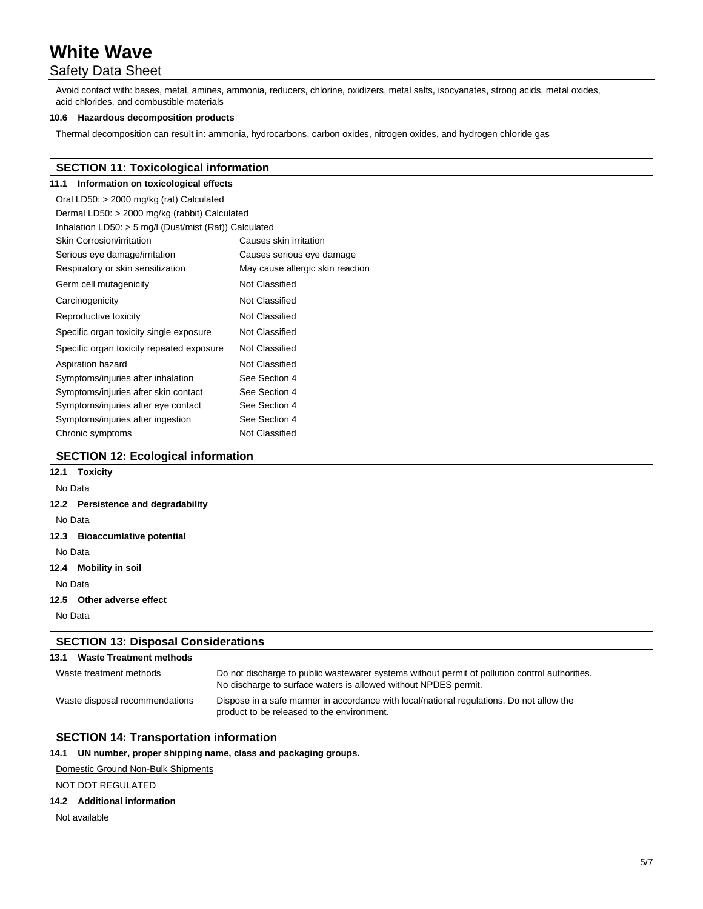Avoid contact with: bases, metal, amines, ammonia, reducers, chlorine, oxidizers, metal salts, isocyanates, strong acids, metal oxides, acid chlorides, and combustible materials

**10.6 Hazardous decomposition products**

Thermal decomposition can result in: ammonia, hydrocarbons, carbon oxides, nitrogen oxides, and hydrogen chloride gas

## SECTION 11: Toxicological information

**11.1 Information on toxicological effects**

Oral LD50: > 2000 mg/kg (rat) Calculated

Dermal LD50: > 2000 mg/kg (rabbit) Calculated

Inhalation LD50: > 5 mg/l (Dust/mist (Rat)) Calculated

| | |
|---|---|
| Skin Corrosion/irritation | Causes skin irritation |
| Serious eye damage/irritation | Causes serious eye damage |
| Respiratory or skin sensitization | May cause allergic skin reaction |
| Germ cell mutagenicity | Not Classified |
| Carcinogenicity | Not Classified |
| Reproductive toxicity | Not Classified |
| Specific organ toxicity single exposure | Not Classified |
| Specific organ toxicity repeated exposure | Not Classified |
| Aspiration hazard | Not Classified |
| Symptoms/injuries after inhalation | See Section 4 |
| Symptoms/injuries after skin contact | See Section 4 |
| Symptoms/injuries after eye contact | See Section 4 |
| Symptoms/injuries after ingestion | See Section 4 |
| Chronic symptoms | Not Classified |

## SECTION 12: Ecological information

**12.1 Toxicity**

No Data

**12.2 Persistence and degradability**

No Data

**12.3 Bioaccumlative potential**

No Data

**12.4 Mobility in soil**

No Data

**12.5 Other adverse effect**

No Data

## SECTION 13: Disposal Considerations

**13.1 Waste Treatment methods**

| | |
|---|---|
| Waste treatment methods | Do not discharge to public wastewater systems without permit of pollution control authorities. No discharge to surface waters is allowed without NPDES permit. |
| Waste disposal recommendations | Dispose in a safe manner in accordance with local/national regulations. Do not allow the product to be released to the environment. |

## SECTION 14: Transportation information

**14.1 UN number, proper shipping name, class and packaging groups.**

Domestic Ground Non-Bulk Shipments

NOT DOT REGULATED

**14.2 Additional information**

Not available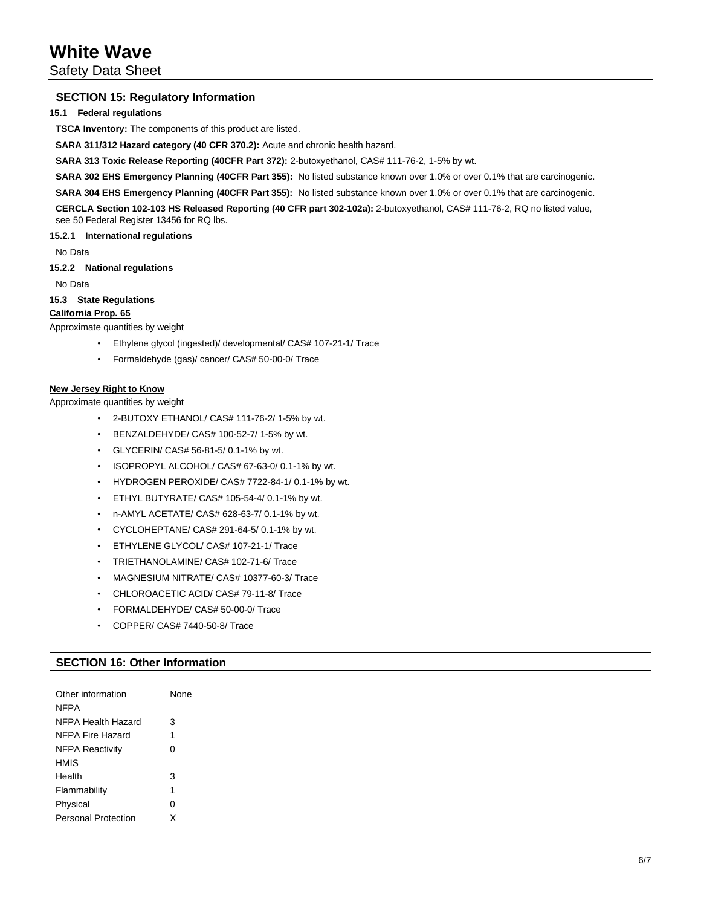# White Wave

Safety Data Sheet

## SECTION 15: Regulatory Information

### 15.1 Federal regulations

**TSCA Inventory:** The components of this product are listed.

**SARA 311/312 Hazard category (40 CFR 370.2):** Acute and chronic health hazard.

**SARA 313 Toxic Release Reporting (40CFR Part 372):** 2-butoxyethanol, CAS# 111-76-2, 1-5% by wt.

**SARA 302 EHS Emergency Planning (40CFR Part 355):** No listed substance known over 1.0% or over 0.1% that are carcinogenic.

**SARA 304 EHS Emergency Planning (40CFR Part 355):** No listed substance known over 1.0% or over 0.1% that are carcinogenic.

**CERCLA Section 102-103 HS Released Reporting (40 CFR part 302-102a):** 2-butoxyethanol, CAS# 111-76-2, RQ no listed value, see 50 Federal Register 13456 for RQ lbs.

#### 15.2.1 International regulations

No Data

#### 15.2.2 National regulations

No Data

### 15.3 State Regulations

**California Prop. 65**

Approximate quantities by weight

- Ethylene glycol (ingested)/ developmental/ CAS# 107-21-1/ Trace
- Formaldehyde (gas)/ cancer/ CAS# 50-00-0/ Trace

**New Jersey Right to Know**

Approximate quantities by weight

- 2-BUTOXY ETHANOL/ CAS# 111-76-2/ 1-5% by wt.
- BENZALDEHYDE/ CAS# 100-52-7/ 1-5% by wt.
- GLYCERIN/ CAS# 56-81-5/ 0.1-1% by wt.
- ISOPROPYL ALCOHOL/ CAS# 67-63-0/ 0.1-1% by wt.
- HYDROGEN PEROXIDE/ CAS# 7722-84-1/ 0.1-1% by wt.
- ETHYL BUTYRATE/ CAS# 105-54-4/ 0.1-1% by wt.
- n-AMYL ACETATE/ CAS# 628-63-7/ 0.1-1% by wt.
- CYCLOHEPTANE/ CAS# 291-64-5/ 0.1-1% by wt.
- ETHYLENE GLYCOL/ CAS# 107-21-1/ Trace
- TRIETHANOLAMINE/ CAS# 102-71-6/ Trace
- MAGNESIUM NITRATE/ CAS# 10377-60-3/ Trace
- CHLOROACETIC ACID/ CAS# 79-11-8/ Trace
- FORMALDEHYDE/ CAS# 50-00-0/ Trace
- COPPER/ CAS# 7440-50-8/ Trace

## SECTION 16: Other Information

| | |
|---|---|
| Other information | None |
| NFPA | |
| NFPA Health Hazard | 3 |
| NFPA Fire Hazard | 1 |
| NFPA Reactivity | 0 |
| HMIS | |
| Health | 3 |
| Flammability | 1 |
| Physical | 0 |
| Personal Protection | X |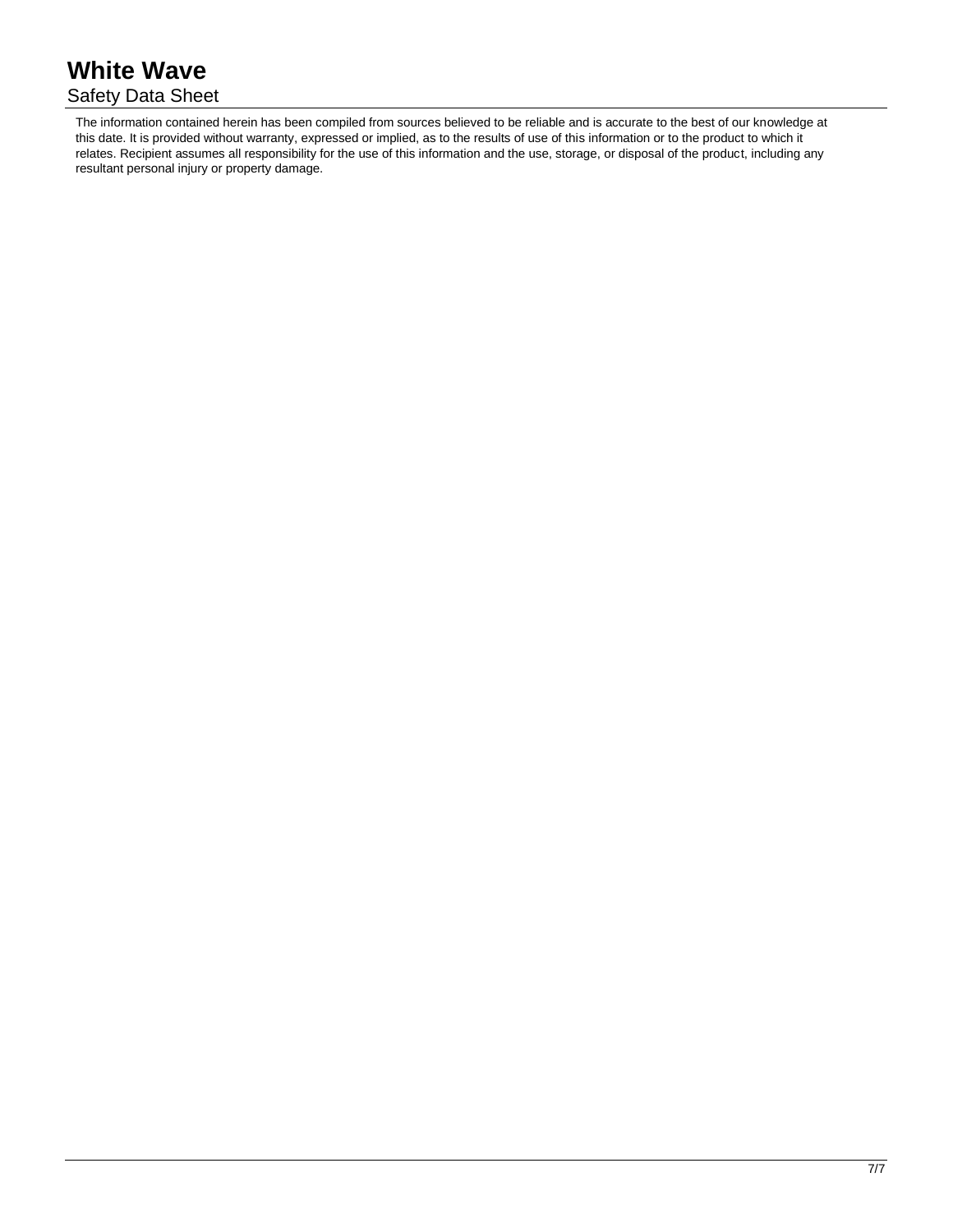The information contained herein has been compiled from sources believed to be reliable and is accurate to the best of our knowledge at this date. It is provided without warranty, expressed or implied, as to the results of use of this information or to the product to which it relates. Recipient assumes all responsibility for the use of this information and the use, storage, or disposal of the product, including any resultant personal injury or property damage.